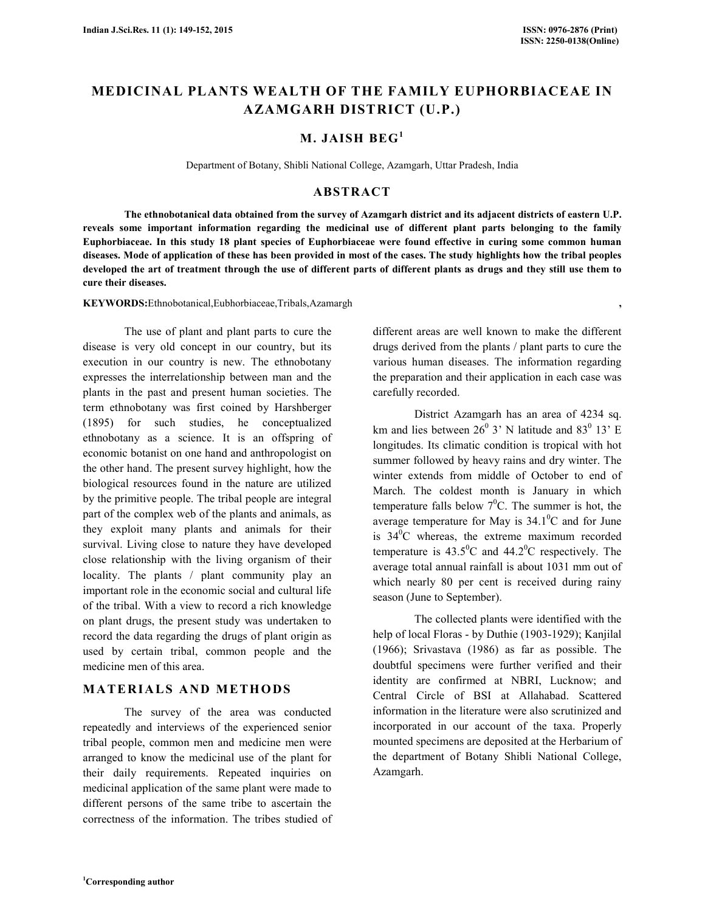# MEDICINAL PLANTS WEALTH OF THE FAMILY EUPHORBIACEAE IN AZAMGARH DISTRICT (U.P.)

## M. JAISH BEG[1]

Department of Botany, Shibli National College, Azamgarh, Uttar Pradesh, India

## ABSTRACT

**The ethnobotanical data obtained from the survey of Azamgarh district and its adjacent districts of eastern U.P. reveals some important information regarding the medicinal use of different plant parts belonging to the family Euphorbiaceae. In this study 18 plant species of Euphorbiaceae were found effective in curing some common human diseases. Mode of application of these has been provided in most of the cases. The study highlights how the tribal peoples developed the art of treatment through the use of different parts of different plants as drugs and they still use them to cure their diseases.**

**KEYWORDS:**Ethnobotanical,Eubhorbiaceae,Tribals,Azamargh ,

The use of plant and plant parts to cure the disease is very old concept in our country, but its execution in our country is new. The ethnobotany expresses the interrelationship between man and the plants in the past and present human societies. The term ethnobotany was first coined by Harshberger (1895) for such studies, he conceptualized ethnobotany as a science. It is an offspring of economic botanist on one hand and anthropologist on the other hand. The present survey highlight, how the biological resources found in the nature are utilized by the primitive people. The tribal people are integral part of the complex web of the plants and animals, as they exploit many plants and animals for their survival. Living close to nature they have developed close relationship with the living organism of their locality. The plants / plant community play an important role in the economic social and cultural life of the tribal. With a view to record a rich knowledge on plant drugs, the present study was undertaken to record the data regarding the drugs of plant origin as used by certain tribal, common people and the medicine men of this area.

## MATERIALS AND METHODS

The survey of the area was conducted repeatedly and interviews of the experienced senior tribal people, common men and medicine men were arranged to know the medicinal use of the plant for their daily requirements. Repeated inquiries on medicinal application of the same plant were made to different persons of the same tribe to ascertain the correctness of the information. The tribes studied of different areas are well known to make the different drugs derived from the plants / plant parts to cure the various human diseases. The information regarding the preparation and their application in each case was carefully recorded.

District Azamgarh has an area of 4234 sq. km and lies between $26^0$ 3' N latitude and $83^0$ 13' E longitudes. Its climatic condition is tropical with hot summer followed by heavy rains and dry winter. The winter extends from middle of October to end of March. The coldest month is January in which temperature falls below $7^0$C. The summer is hot, the average temperature for May is $34.1^0$C and for June is $34^0$C whereas, the extreme maximum recorded temperature is $43.5^0$C and $44.2^0$C respectively. The average total annual rainfall is about 1031 mm out of which nearly 80 per cent is received during rainy season (June to September).

The collected plants were identified with the help of local Floras - by Duthie (1903-1929); Kanjilal (1966); Srivastava (1986) as far as possible. The doubtful specimens were further verified and their identity are confirmed at NBRI, Lucknow; and Central Circle of BSI at Allahabad. Scattered information in the literature were also scrutinized and incorporated in our account of the taxa. Properly mounted specimens are deposited at the Herbarium of the department of Botany Shibli National College, Azamgarh.

[1]Corresponding author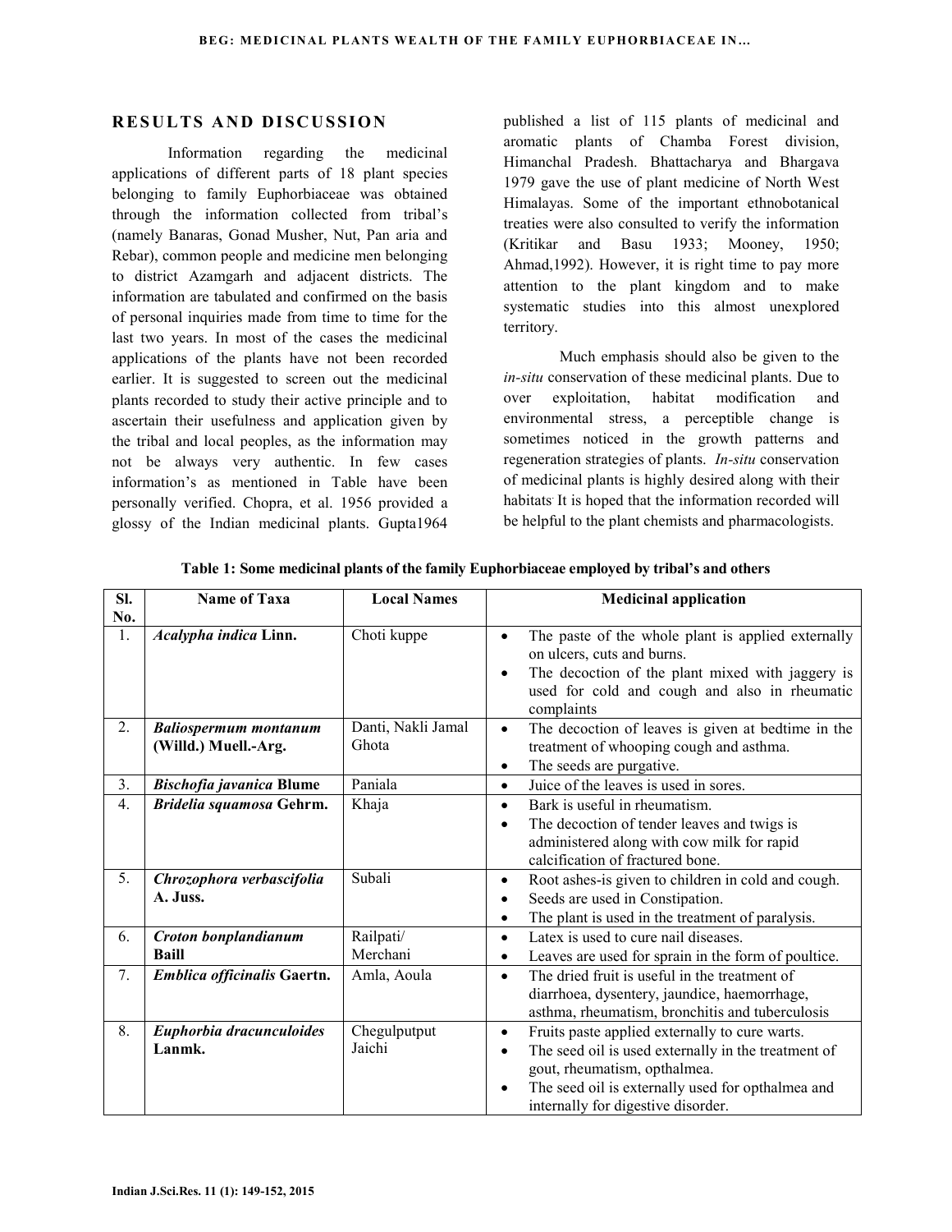## RESULTS AND DISCUSSION

Information regarding the medicinal applications of different parts of 18 plant species belonging to family Euphorbiaceae was obtained through the information collected from tribal's (namely Banaras, Gonad Musher, Nut, Pan aria and Rebar), common people and medicine men belonging to district Azamgarh and adjacent districts. The information are tabulated and confirmed on the basis of personal inquiries made from time to time for the last two years. In most of the cases the medicinal applications of the plants have not been recorded earlier. It is suggested to screen out the medicinal plants recorded to study their active principle and to ascertain their usefulness and application given by the tribal and local peoples, as the information may not be always very authentic. In few cases information's as mentioned in Table have been personally verified. Chopra, et al. 1956 provided a glossy of the Indian medicinal plants. Gupta1964 published a list of 115 plants of medicinal and aromatic plants of Chamba Forest division, Himanchal Pradesh. Bhattacharya and Bhargava 1979 gave the use of plant medicine of North West Himalayas. Some of the important ethnobotanical treaties were also consulted to verify the information (Kritikar and Basu 1933; Mooney, 1950; Ahmad,1992). However, it is right time to pay more attention to the plant kingdom and to make systematic studies into this almost unexplored territory.

Much emphasis should also be given to the *in-situ* conservation of these medicinal plants. Due to over exploitation, habitat modification and environmental stress, a perceptible change is sometimes noticed in the growth patterns and regeneration strategies of plants. *In-situ* conservation of medicinal plants is highly desired along with their habitats. It is hoped that the information recorded will be helpful to the plant chemists and pharmacologists.

**Table 1: Some medicinal plants of the family Euphorbiaceae employed by tribal's and others**

| Sl. No. | Name of Taxa | Local Names | Medicinal application |
|---|---|---|---|
| 1. | ***Acalypha indica* Linn.** | Choti kuppe | • The paste of the whole plant is applied externally on ulcers, cuts and burns.<br>• The decoction of the plant mixed with jaggery is used for cold and cough and also in rheumatic complaints |
| 2. | ***Baliospermum montanum* (Willd.) Muell.-Arg.** | Danti, Nakli Jamal Ghota | • The decoction of leaves is given at bedtime in the treatment of whooping cough and asthma.<br>• The seeds are purgative. |
| 3. | ***Bischofia javanica* Blume** | Paniala | • Juice of the leaves is used in sores. |
| 4. | ***Bridelia squamosa* Gehrm.** | Khaja | • Bark is useful in rheumatism.<br>• The decoction of tender leaves and twigs is administered along with cow milk for rapid calcification of fractured bone. |
| 5. | ***Chrozophora verbascifolia* A. Juss.** | Subali | • Root ashes-is given to children in cold and cough.<br>• Seeds are used in Constipation.<br>• The plant is used in the treatment of paralysis. |
| 6. | ***Croton bonplandianum* Baill** | Railpati/ Merchani | • Latex is used to cure nail diseases.<br>• Leaves are used for sprain in the form of poultice. |
| 7. | ***Emblica officinalis* Gaertn.** | Amla, Aoula | • The dried fruit is useful in the treatment of diarrhoea, dysentery, jaundice, haemorrhage, asthma, rheumatism, bronchitis and tuberculosis |
| 8. | ***Euphorbia dracunculoides* Lanmk.** | Chegulputput Jaichi | • Fruits paste applied externally to cure warts.<br>• The seed oil is used externally in the treatment of gout, rheumatism, opthalmea.<br>• The seed oil is externally used for opthalmea and internally for digestive disorder. |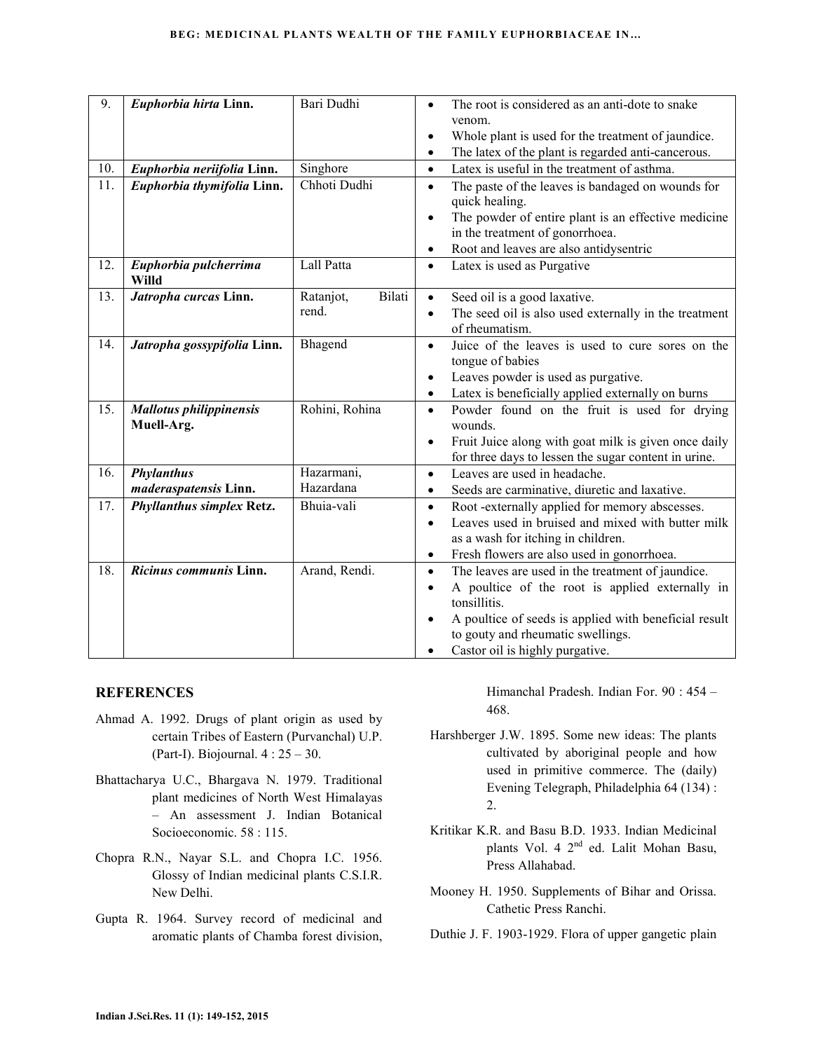| 9. | ***Euphorbia hirta* Linn.** | Bari Dudhi | • The root is considered as an anti-dote to snake venom.<br>• Whole plant is used for the treatment of jaundice.<br>• The latex of the plant is regarded anti-cancerous. |
|---|---|---|---|
| 10. | ***Euphorbia neriifolia* Linn.** | Singhore | • Latex is useful in the treatment of asthma. |
| 11. | ***Euphorbia thymifolia* Linn.** | Chhoti Dudhi | • The paste of the leaves is bandaged on wounds for quick healing.<br>• The powder of entire plant is an effective medicine in the treatment of gonorrhoea.<br>• Root and leaves are also antidysentric |
| 12. | ***Euphorbia pulcherrima* Willd** | Lall Patta | • Latex is used as Purgative |
| 13. | ***Jatropha curcas* Linn.** | Ratanjot, Bilati rend. | • Seed oil is a good laxative.<br>• The seed oil is also used externally in the treatment of rheumatism. |
| 14. | ***Jatropha gossypifolia* Linn.** | Bhagend | • Juice of the leaves is used to cure sores on the tongue of babies<br>• Leaves powder is used as purgative.<br>• Latex is beneficially applied externally on burns |
| 15. | ***Mallotus philippinensis* Muell-Arg.** | Rohini, Rohina | • Powder found on the fruit is used for drying wounds.<br>• Fruit Juice along with goat milk is given once daily for three days to lessen the sugar content in urine. |
| 16. | ***Phylanthus maderaspatensis* Linn.** | Hazarmani, Hazardana | • Leaves are used in headache.<br>• Seeds are carminative, diuretic and laxative. |
| 17. | ***Phyllanthus simplex* Retz.** | Bhuia-vali | • Root -externally applied for memory abscesses.<br>• Leaves used in bruised and mixed with butter milk as a wash for itching in children.<br>• Fresh flowers are also used in gonorrhoea. |
| 18. | ***Ricinus communis* Linn.** | Arand, Rendi. | • The leaves are used in the treatment of jaundice.<br>• A poultice of the root is applied externally in tonsillitis.<br>• A poultice of seeds is applied with beneficial result to gouty and rheumatic swellings.<br>• Castor oil is highly purgative. |

## REFERENCES

Ahmad A. 1992. Drugs of plant origin as used by certain Tribes of Eastern (Purvanchal) U.P. (Part-I). Biojournal. 4 : 25 – 30.

Bhattacharya U.C., Bhargava N. 1979. Traditional plant medicines of North West Himalayas – An assessment J. Indian Botanical Socioeconomic. 58 : 115.

Chopra R.N., Nayar S.L. and Chopra I.C. 1956. Glossy of Indian medicinal plants C.S.I.R. New Delhi.

Gupta R. 1964. Survey record of medicinal and aromatic plants of Chamba forest division, Himanchal Pradesh. Indian For. 90 : 454 – 468.

Harshberger J.W. 1895. Some new ideas: The plants cultivated by aboriginal people and how used in primitive commerce. The (daily) Evening Telegraph, Philadelphia 64 (134) : 2.

Kritikar K.R. and Basu B.D. 1933. Indian Medicinal plants Vol. 4 2nd ed. Lalit Mohan Basu, Press Allahabad.

Mooney H. 1950. Supplements of Bihar and Orissa. Cathetic Press Ranchi.

Duthie J. F. 1903-1929. Flora of upper gangetic plain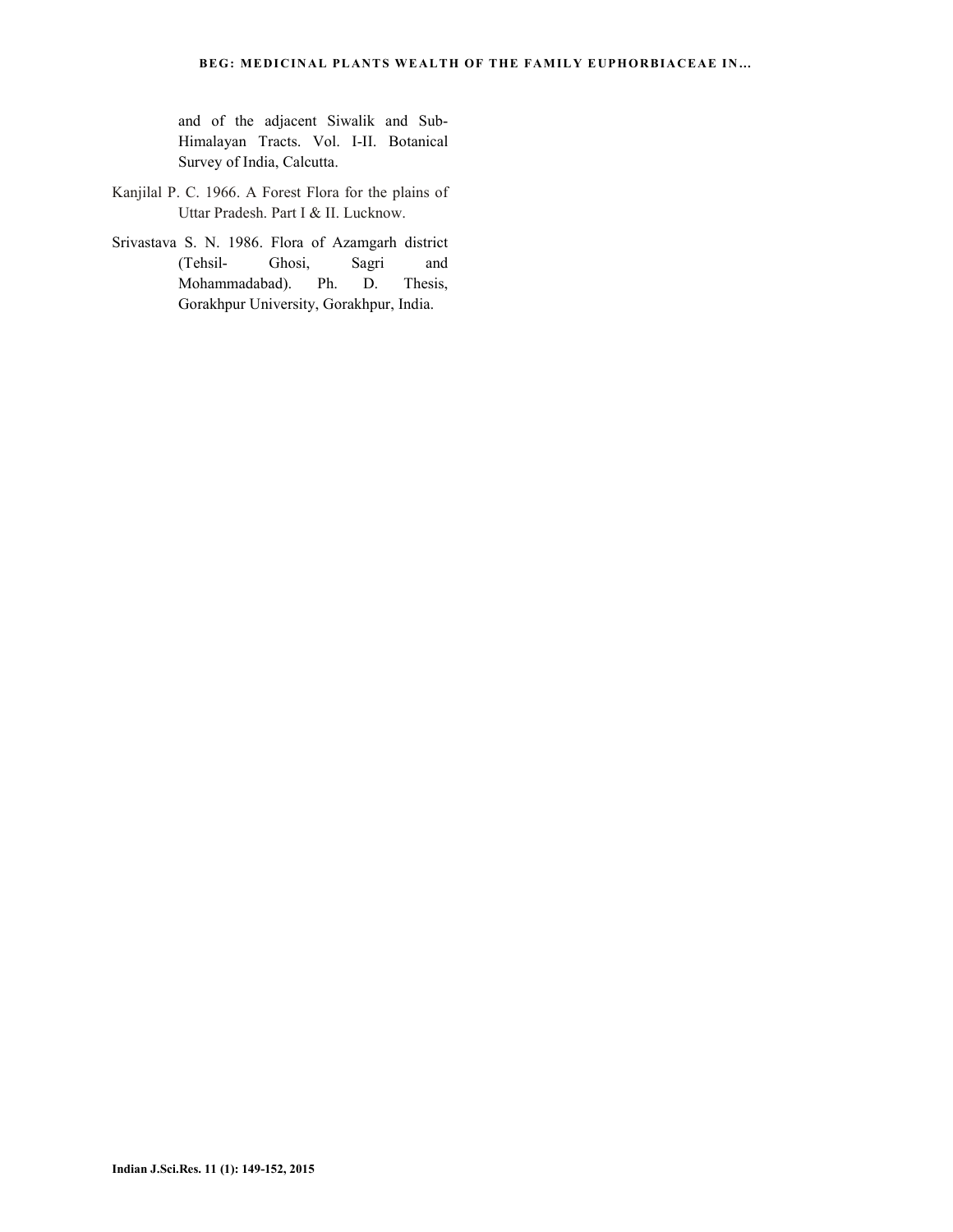and of the adjacent Siwalik and Sub-Himalayan Tracts. Vol. I-II. Botanical Survey of India, Calcutta.

Kanjilal P. C. 1966. A Forest Flora for the plains of Uttar Pradesh. Part I & II. Lucknow.

Srivastava S. N. 1986. Flora of Azamgarh district (Tehsil- Ghosi, Sagri and Mohammadabad). Ph. D. Thesis, Gorakhpur University, Gorakhpur, India.